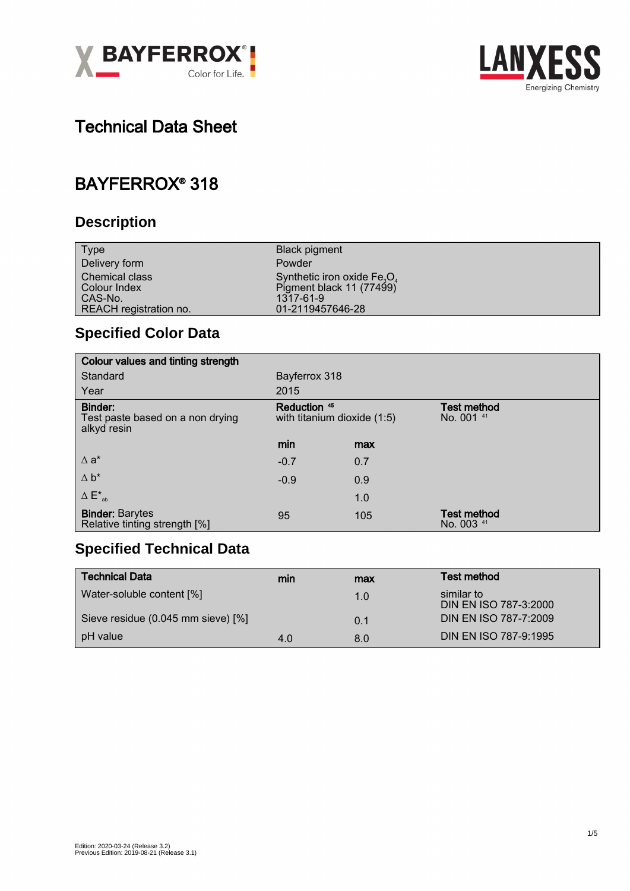# Technical Data Sheet

## BAYFERROX® 318

### Description

| | |
|---|---|
| Type | Black pigment |
| Delivery form | Powder |
| Chemical class | Synthetic iron oxide $Fe_3O_4$ |
| Colour Index | Pigment black 11 (77499) |
| CAS-No. | 1317-61-9 |
| REACH registration no. | 01-2119457646-28 |

### Specified Color Data

| **Colour values and tinting strength** | | | |
|---|---|---|---|
| Standard | Bayferrox 318 | | |
| Year | 2015 | | |
| **Binder:** Test paste based on a non drying alkyd resin | **Reduction** [45] with titanium dioxide (1:5) | | **Test method** No. 001 [41] |
| | **min** | **max** | |
| $\Delta$ a* | -0.7 | 0.7 | |
| $\Delta$ b* | -0.9 | 0.9 | |
| $\Delta E^*_{ab}$ | | 1.0 | |
| **Binder:** Barytes Relative tinting strength [%] | 95 | 105 | **Test method** No. 003 [41] |

### Specified Technical Data

| **Technical Data** | **min** | **max** | **Test method** |
|---|---|---|---|
| Water-soluble content [%] | | 1.0 | similar to DIN EN ISO 787-3:2000 |
| Sieve residue (0.045 mm sieve) [%] | | 0.1 | DIN EN ISO 787-7:2009 |
| pH value | 4.0 | 8.0 | DIN EN ISO 787-9:1995 |

Edition: 2020-03-24 (Release 3.2)
Previous Edition: 2019-08-21 (Release 3.1)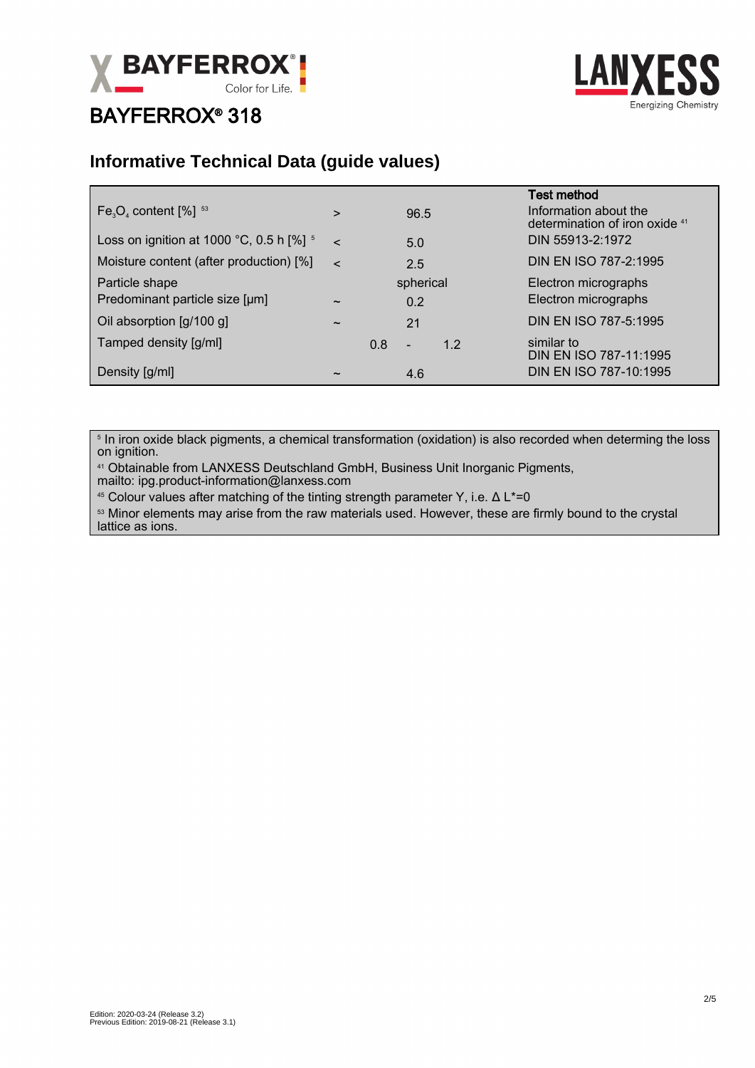# BAYFERROX® 318

## Informative Technical Data (guide values)

| | | | Test method |
|---|---|---|---|
| $Fe_3O_4$ content [%] [53] | > | 96.5 | Information about the determination of iron oxide [41] |
| Loss on ignition at 1000 °C, 0.5 h [%] [5] | < | 5.0 | DIN 55913-2:1972 |
| Moisture content (after production) [%] | < | 2.5 | DIN EN ISO 787-2:1995 |
| Particle shape | | spherical | Electron micrographs |
| Predominant particle size [µm] | ~ | 0.2 | Electron micrographs |
| Oil absorption [g/100 g] | ~ | 21 | DIN EN ISO 787-5:1995 |
| Tamped density [g/ml] | | 0.8 - 1.2 | similar to DIN EN ISO 787-11:1995 |
| Density [g/ml] | ~ | 4.6 | DIN EN ISO 787-10:1995 |

[5] In iron oxide black pigments, a chemical transformation (oxidation) is also recorded when determing the loss on ignition.

[41] Obtainable from LANXESS Deutschland GmbH, Business Unit Inorganic Pigments, mailto: ipg.product-information@lanxess.com

[45] Colour values after matching of the tinting strength parameter Y, i.e. Δ L*=0

[53] Minor elements may arise from the raw materials used. However, these are firmly bound to the crystal lattice as ions.

Edition: 2020-03-24 (Release 3.2)
Previous Edition: 2019-08-21 (Release 3.1)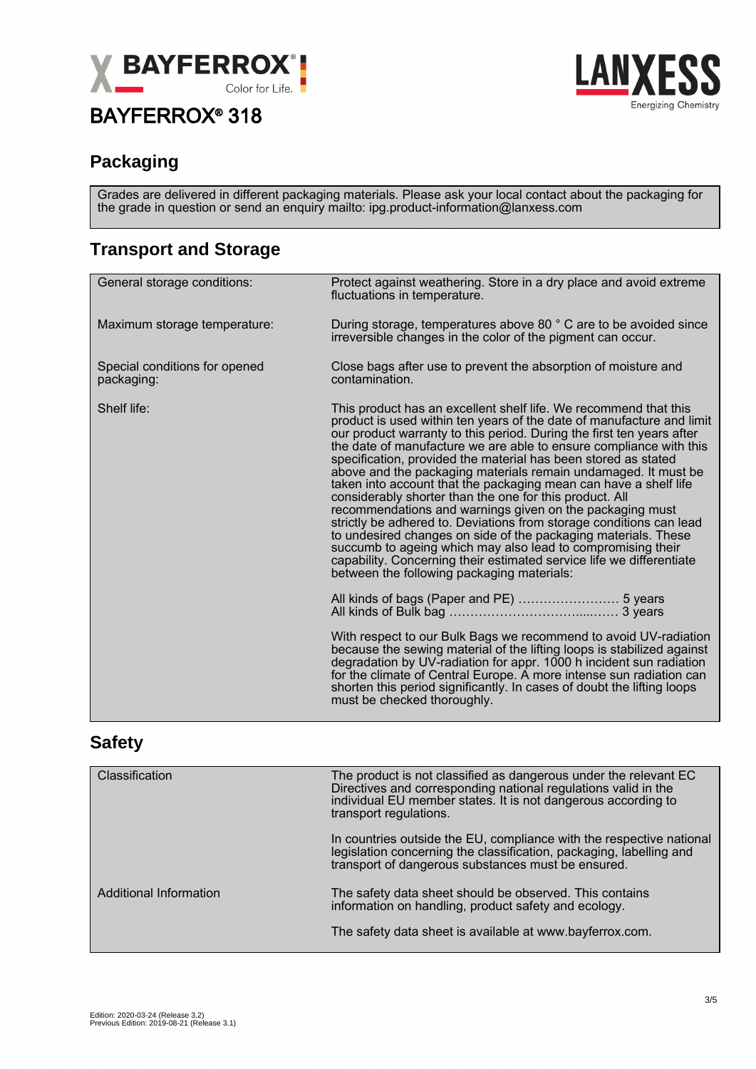# BAYFERROX® 318

## Packaging

Grades are delivered in different packaging materials. Please ask your local contact about the packaging for the grade in question or send an enquiry mailto: ipg.product-information@lanxess.com

## Transport and Storage

| | |
|---|---|
| General storage conditions: | Protect against weathering. Store in a dry place and avoid extreme fluctuations in temperature. |
| Maximum storage temperature: | During storage, temperatures above 80 ° C are to be avoided since irreversible changes in the color of the pigment can occur. |
| Special conditions for opened packaging: | Close bags after use to prevent the absorption of moisture and contamination. |
| Shelf life: | This product has an excellent shelf life. We recommend that this product is used within ten years of the date of manufacture and limit our product warranty to this period. During the first ten years after the date of manufacture we are able to ensure compliance with this specification, provided the material has been stored as stated above and the packaging materials remain undamaged. It must be taken into account that the packaging mean can have a shelf life considerably shorter than the one for this product. All recommendations and warnings given on the packaging must strictly be adhered to. Deviations from storage conditions can lead to undesired changes on side of the packaging materials. These succumb to ageing which may also lead to compromising their capability. Concerning their estimated service life we differentiate between the following packaging materials:<br><br>All kinds of bags (Paper and PE) …………………… 5 years<br>All kinds of Bulk bag ………………………….....…… 3 years<br><br>With respect to our Bulk Bags we recommend to avoid UV-radiation because the sewing material of the lifting loops is stabilized against degradation by UV-radiation for appr. 1000 h incident sun radiation for the climate of Central Europe. A more intense sun radiation can shorten this period significantly. In cases of doubt the lifting loops must be checked thoroughly. |

## Safety

| | |
|---|---|
| Classification | The product is not classified as dangerous under the relevant EC Directives and corresponding national regulations valid in the individual EU member states. It is not dangerous according to transport regulations.<br><br>In countries outside the EU, compliance with the respective national legislation concerning the classification, packaging, labelling and transport of dangerous substances must be ensured. |
| Additional Information | The safety data sheet should be observed. This contains information on handling, product safety and ecology.<br><br>The safety data sheet is available at www.bayferrox.com. |

Edition: 2020-03-24 (Release 3.2)
Previous Edition: 2019-08-21 (Release 3.1)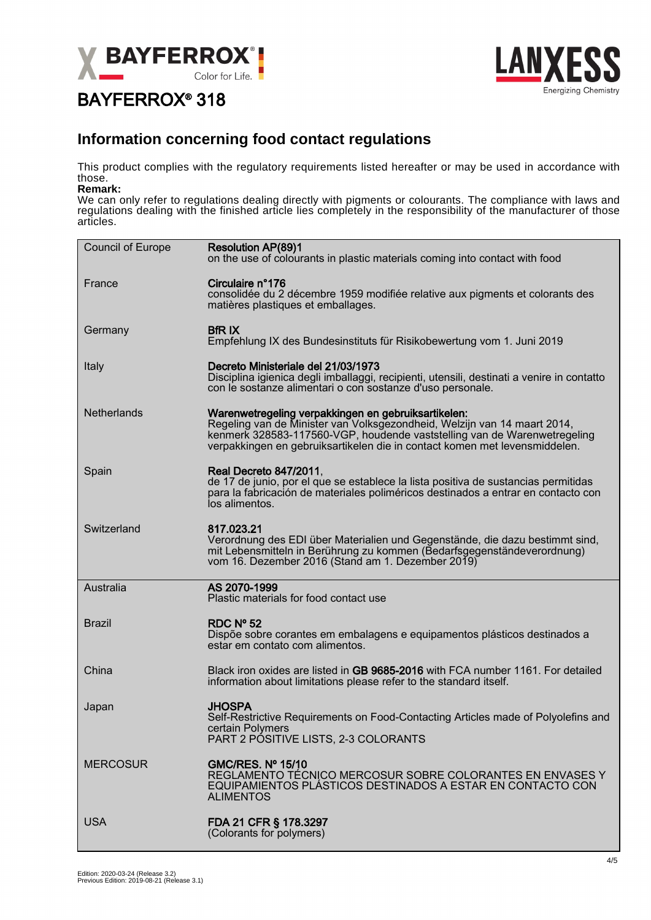# BAYFERROX® 318

## Information concerning food contact regulations

This product complies with the regulatory requirements listed hereafter or may be used in accordance with those.

**Remark:**

We can only refer to regulations dealing directly with pigments or colourants. The compliance with laws and regulations dealing with the finished article lies completely in the responsibility of the manufacturer of those articles.

| | |
|---|---|
| Council of Europe | **Resolution AP(89)1**<br>on the use of colourants in plastic materials coming into contact with food |
| France | **Circulaire n°176**<br>consolidée du 2 décembre 1959 modifiée relative aux pigments et colorants des matières plastiques et emballages. |
| Germany | **BfR IX**<br>Empfehlung IX des Bundesinstituts für Risikobewertung vom 1. Juni 2019 |
| Italy | **Decreto Ministeriale del 21/03/1973**<br>Disciplina igienica degli imballaggi, recipienti, utensili, destinati a venire in contatto con le sostanze alimentari o con sostanze d'uso personale. |
| Netherlands | **Warenwetregeling verpakkingen en gebruiksartikelen:**<br>Regeling van de Minister van Volksgezondheid, Welzijn van 14 maart 2014, kenmerk 328583-117560-VGP, houdende vaststelling van de Warenwetregeling verpakkingen en gebruiksartikelen die in contact komen met levensmiddelen. |
| Spain | **Real Decreto 847/2011**,<br>de 17 de junio, por el que se establece la lista positiva de sustancias permitidas para la fabricación de materiales poliméricos destinados a entrar en contacto con los alimentos. |
| Switzerland | **817.023.21**<br>Verordnung des EDI über Materialien und Gegenstände, die dazu bestimmt sind, mit Lebensmitteln in Berührung zu kommen (Bedarfsgegenständeverordnung) vom 16. Dezember 2016 (Stand am 1. Dezember 2019) |
| Australia | **AS 2070-1999**<br>Plastic materials for food contact use |
| Brazil | **RDC Nº 52**<br>Dispõe sobre corantes em embalagens e equipamentos plásticos destinados a estar em contato com alimentos. |
| China | Black iron oxides are listed in **GB 9685-2016** with FCA number 1161. For detailed information about limitations please refer to the standard itself. |
| Japan | **JHOSPA**<br>Self-Restrictive Requirements on Food-Contacting Articles made of Polyolefins and certain Polymers<br>PART 2 POSITIVE LISTS, 2-3 COLORANTS |
| MERCOSUR | **GMC/RES. Nº 15/10**<br>REGLAMENTO TÉCNICO MERCOSUR SOBRE COLORANTES EN ENVASES Y EQUIPAMIENTOS PLÁSTICOS DESTINADOS A ESTAR EN CONTACTO CON ALIMENTOS |
| USA | **FDA 21 CFR § 178.3297**<br>(Colorants for polymers) |

Edition: 2020-03-24 (Release 3.2)
Previous Edition: 2019-08-21 (Release 3.1)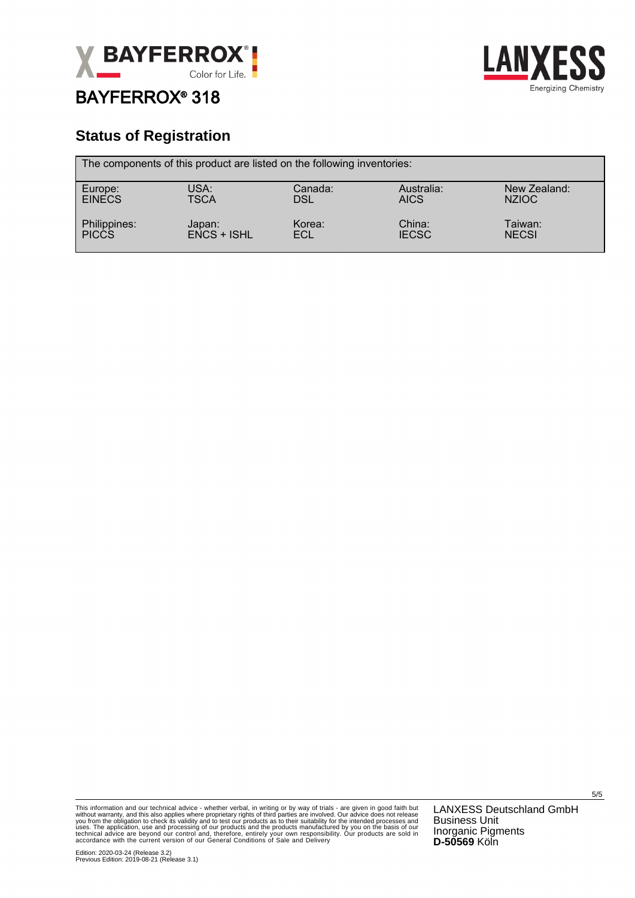# BAYFERROX® 318

## Status of Registration

| The components of this product are listed on the following inventories: | | | | |
|---|---|---|---|---|
| Europe: EINECS | USA: TSCA | Canada: DSL | Australia: AICS | New Zealand: NZIOC |
| Philippines: PICCS | Japan: ENCS + ISHL | Korea: ECL | China: IECSC | Taiwan: NECSI |

This information and our technical advice - whether verbal, in writing or by way of trials - are given in good faith but without warranty, and this also applies where proprietary rights of third parties are involved. Our advice does not release you from the obligation to check its validity and to test our products as to their suitability for the intended processes and uses. The application, use and processing of our products and the products manufactured by you on the basis of our technical advice are beyond our control and, therefore, entirely your own responsibility. Our products are sold in accordance with the current version of our General Conditions of Sale and Delivery

LANXESS Deutschland GmbH
Business Unit
Inorganic Pigments
**D-50569** Köln

Edition: 2020-03-24 (Release 3.2)
Previous Edition: 2019-08-21 (Release 3.1)